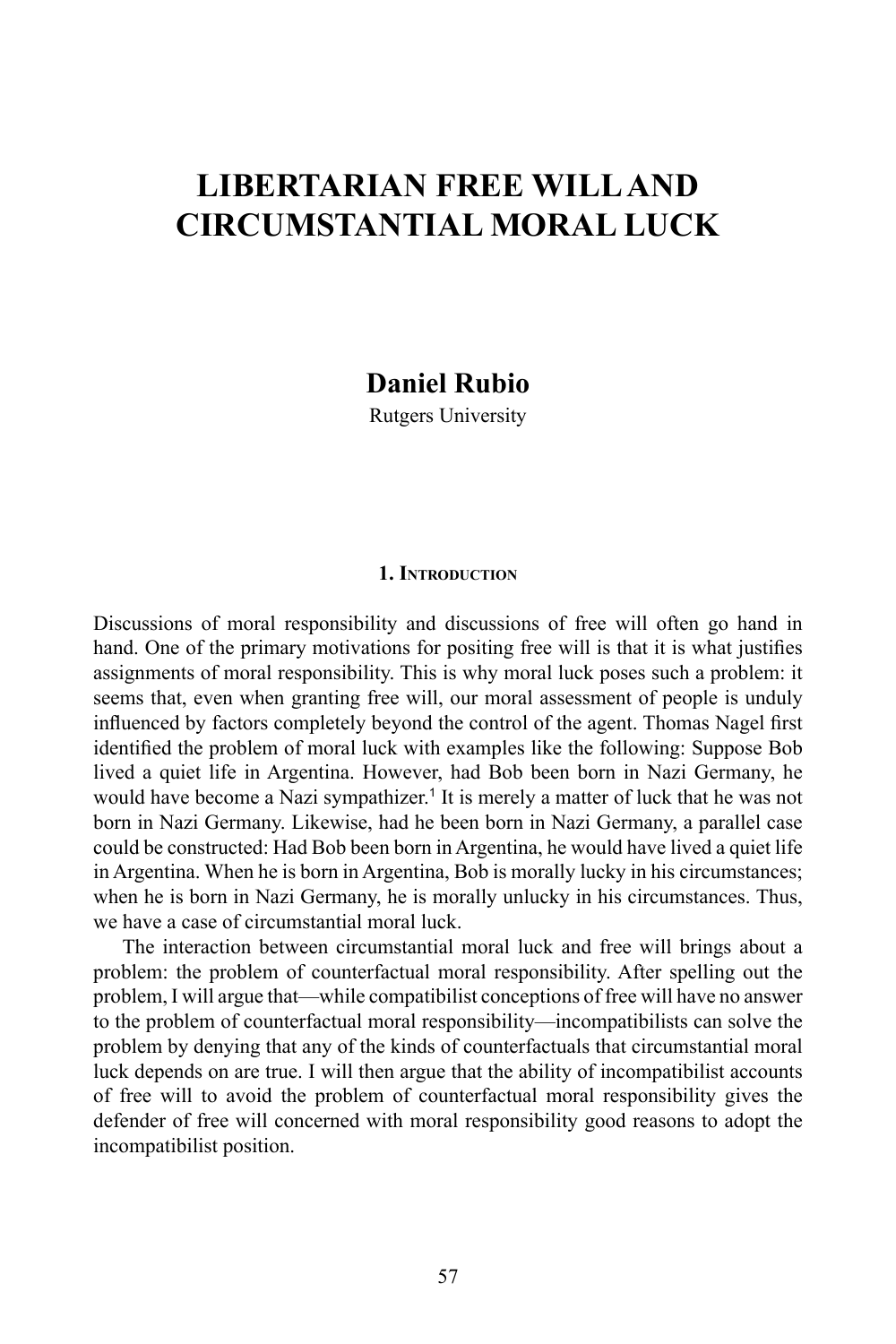# LIBERTARIAN FREE WILL AND CIRCUMSTANTIAL MORAL LUCK

**Daniel Rubio**

Rutgers University

## 1. Introduction

Discussions of moral responsibility and discussions of free will often go hand in hand. One of the primary motivations for positing free will is that it is what justifies assignments of moral responsibility. This is why moral luck poses such a problem: it seems that, even when granting free will, our moral assessment of people is unduly influenced by factors completely beyond the control of the agent. Thomas Nagel first identified the problem of moral luck with examples like the following: Suppose Bob lived a quiet life in Argentina. However, had Bob been born in Nazi Germany, he would have become a Nazi sympathizer.[1] It is merely a matter of luck that he was not born in Nazi Germany. Likewise, had he been born in Nazi Germany, a parallel case could be constructed: Had Bob been born in Argentina, he would have lived a quiet life in Argentina. When he is born in Argentina, Bob is morally lucky in his circumstances; when he is born in Nazi Germany, he is morally unlucky in his circumstances. Thus, we have a case of circumstantial moral luck.

The interaction between circumstantial moral luck and free will brings about a problem: the problem of counterfactual moral responsibility. After spelling out the problem, I will argue that—while compatibilist conceptions of free will have no answer to the problem of counterfactual moral responsibility—incompatibilists can solve the problem by denying that any of the kinds of counterfactuals that circumstantial moral luck depends on are true. I will then argue that the ability of incompatibilist accounts of free will to avoid the problem of counterfactual moral responsibility gives the defender of free will concerned with moral responsibility good reasons to adopt the incompatibilist position.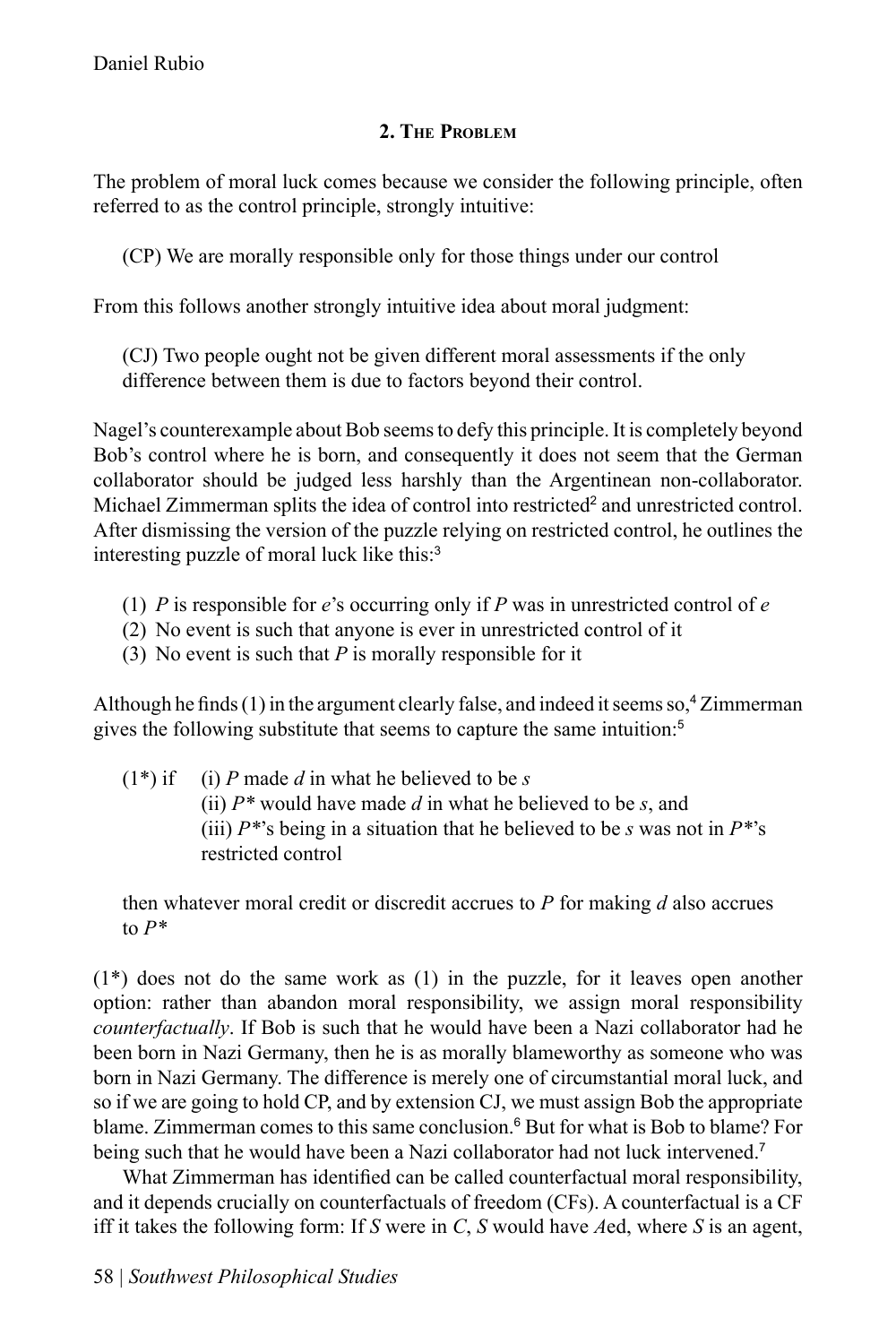## 2. The Problem

The problem of moral luck comes because we consider the following principle, often referred to as the control principle, strongly intuitive:

> (CP) We are morally responsible only for those things under our control

From this follows another strongly intuitive idea about moral judgment:

> (CJ) Two people ought not be given different moral assessments if the only difference between them is due to factors beyond their control.

Nagel's counterexample about Bob seems to defy this principle. It is completely beyond Bob's control where he is born, and consequently it does not seem that the German collaborator should be judged less harshly than the Argentinean non-collaborator. Michael Zimmerman splits the idea of control into restricted[2] and unrestricted control. After dismissing the version of the puzzle relying on restricted control, he outlines the interesting puzzle of moral luck like this:[3]

(1) *P* is responsible for *e*'s occurring only if *P* was in unrestricted control of *e*
(2) No event is such that anyone is ever in unrestricted control of it
(3) No event is such that *P* is morally responsible for it

Although he finds (1) in the argument clearly false, and indeed it seems so,[4] Zimmerman gives the following substitute that seems to capture the same intuition:[5]

> (1*) if (i) *P* made *d* in what he believed to be *s*
> (ii) *P** would have made *d* in what he believed to be *s*, and
> (iii) *P**'s being in a situation that he believed to be *s* was not in *P**'s restricted control
>
> then whatever moral credit or discredit accrues to *P* for making *d* also accrues to *P**

(1*) does not do the same work as (1) in the puzzle, for it leaves open another option: rather than abandon moral responsibility, we assign moral responsibility *counterfactually*. If Bob is such that he would have been a Nazi collaborator had he been born in Nazi Germany, then he is as morally blameworthy as someone who was born in Nazi Germany. The difference is merely one of circumstantial moral luck, and so if we are going to hold CP, and by extension CJ, we must assign Bob the appropriate blame. Zimmerman comes to this same conclusion.[6] But for what is Bob to blame? For being such that he would have been a Nazi collaborator had not luck intervened.[7]

What Zimmerman has identified can be called counterfactual moral responsibility, and it depends crucially on counterfactuals of freedom (CFs). A counterfactual is a CF iff it takes the following form: If *S* were in *C*, *S* would have *A*ed, where *S* is an agent,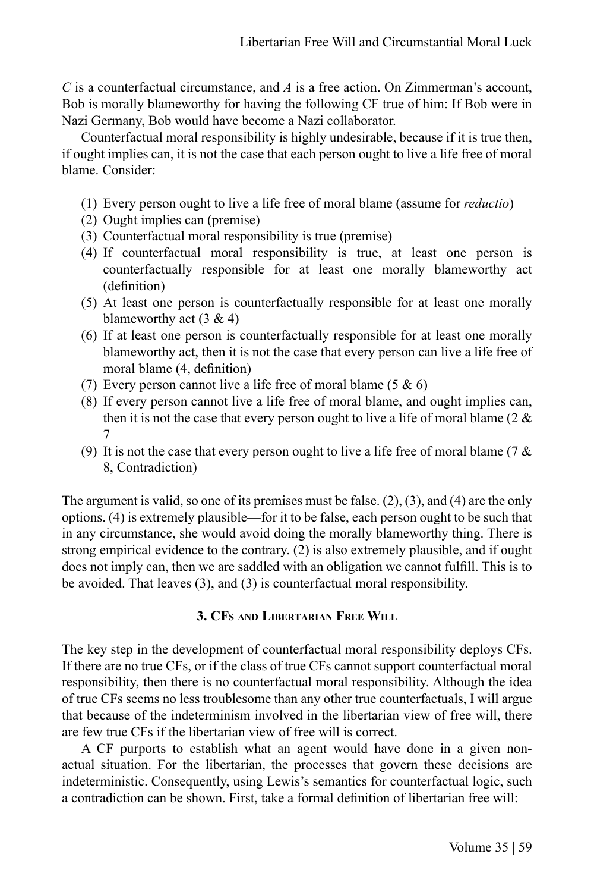*C* is a counterfactual circumstance, and *A* is a free action. On Zimmerman's account, Bob is morally blameworthy for having the following CF true of him: If Bob were in Nazi Germany, Bob would have become a Nazi collaborator.

Counterfactual moral responsibility is highly undesirable, because if it is true then, if ought implies can, it is not the case that each person ought to live a life free of moral blame. Consider:

(1) Every person ought to live a life free of moral blame (assume for *reductio*)
(2) Ought implies can (premise)
(3) Counterfactual moral responsibility is true (premise)
(4) If counterfactual moral responsibility is true, at least one person is counterfactually responsible for at least one morally blameworthy act (definition)
(5) At least one person is counterfactually responsible for at least one morally blameworthy act (3 & 4)
(6) If at least one person is counterfactually responsible for at least one morally blameworthy act, then it is not the case that every person can live a life free of moral blame (4, definition)
(7) Every person cannot live a life free of moral blame (5 & 6)
(8) If every person cannot live a life free of moral blame, and ought implies can, then it is not the case that every person ought to live a life of moral blame (2 & 7
(9) It is not the case that every person ought to live a life free of moral blame (7 & 8, Contradiction)

The argument is valid, so one of its premises must be false. (2), (3), and (4) are the only options. (4) is extremely plausible—for it to be false, each person ought to be such that in any circumstance, she would avoid doing the morally blameworthy thing. There is strong empirical evidence to the contrary. (2) is also extremely plausible, and if ought does not imply can, then we are saddled with an obligation we cannot fulfill. This is to be avoided. That leaves (3), and (3) is counterfactual moral responsibility.

### 3. CFs and Libertarian Free Will

The key step in the development of counterfactual moral responsibility deploys CFs. If there are no true CFs, or if the class of true CFs cannot support counterfactual moral responsibility, then there is no counterfactual moral responsibility. Although the idea of true CFs seems no less troublesome than any other true counterfactuals, I will argue that because of the indeterminism involved in the libertarian view of free will, there are few true CFs if the libertarian view of free will is correct.

A CF purports to establish what an agent would have done in a given non-actual situation. For the libertarian, the processes that govern these decisions are indeterministic. Consequently, using Lewis's semantics for counterfactual logic, such a contradiction can be shown. First, take a formal definition of libertarian free will: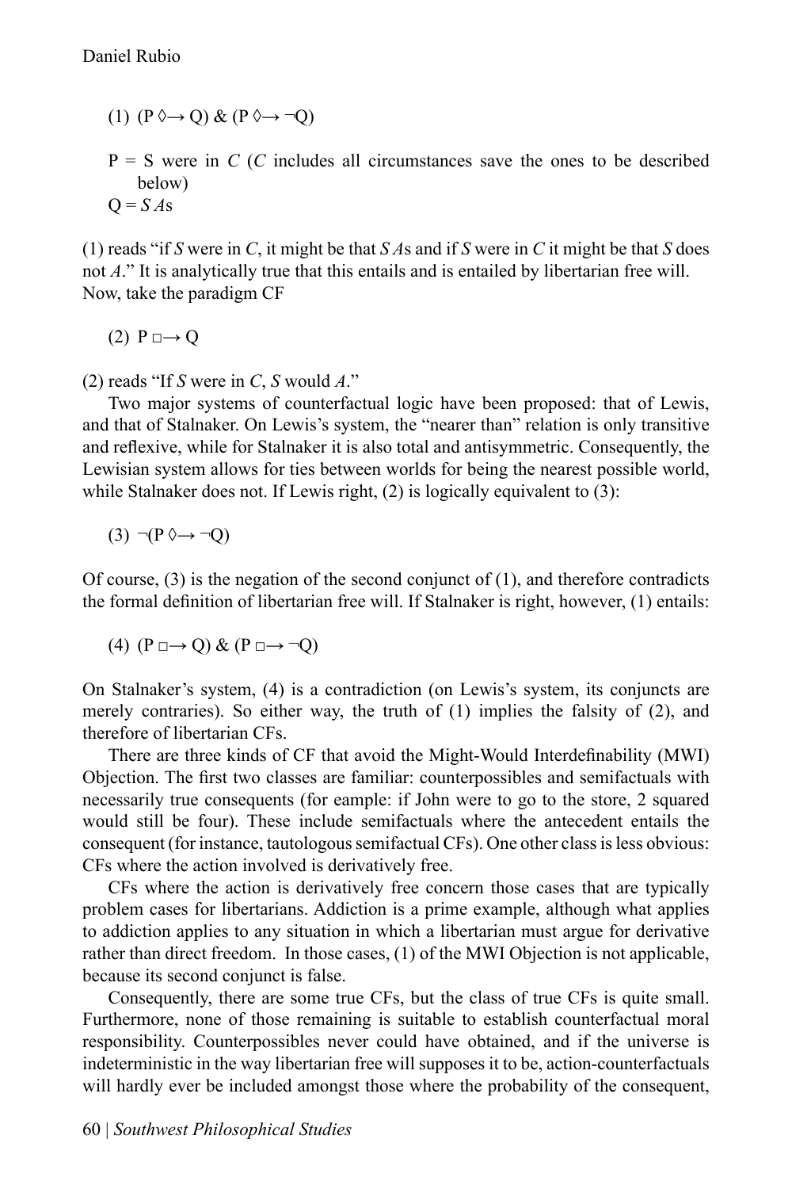(1) $(P \Diamond\!\!\rightarrow Q) \;\&\; (P \Diamond\!\!\rightarrow \neg Q)$

P = S were in *C* (*C* includes all circumstances save the ones to be described below)
Q = *S A*s

(1) reads "if *S* were in *C*, it might be that *S A*s and if *S* were in *C* it might be that *S* does not *A*." It is analytically true that this entails and is entailed by libertarian free will. Now, take the paradigm CF

(2) $P \Box\!\!\rightarrow Q$

(2) reads "If *S* were in *C*, *S* would *A*."

Two major systems of counterfactual logic have been proposed: that of Lewis, and that of Stalnaker. On Lewis's system, the "nearer than" relation is only transitive and reflexive, while for Stalnaker it is also total and antisymmetric. Consequently, the Lewisian system allows for ties between worlds for being the nearest possible world, while Stalnaker does not. If Lewis right, (2) is logically equivalent to (3):

(3) $\neg(P \Diamond\!\!\rightarrow \neg Q)$

Of course, (3) is the negation of the second conjunct of (1), and therefore contradicts the formal definition of libertarian free will. If Stalnaker is right, however, (1) entails:

(4) $(P \Box\!\!\rightarrow Q) \;\&\; (P \Box\!\!\rightarrow \neg Q)$

On Stalnaker's system, (4) is a contradiction (on Lewis's system, its conjuncts are merely contraries). So either way, the truth of (1) implies the falsity of (2), and therefore of libertarian CFs.

There are three kinds of CF that avoid the Might-Would Interdefinability (MWI) Objection. The first two classes are familiar: counterpossibles and semifactuals with necessarily true consequents (for eample: if John were to go to the store, 2 squared would still be four). These include semifactuals where the antecedent entails the consequent (for instance, tautologous semifactual CFs). One other class is less obvious: CFs where the action involved is derivatively free.

CFs where the action is derivatively free concern those cases that are typically problem cases for libertarians. Addiction is a prime example, although what applies to addiction applies to any situation in which a libertarian must argue for derivative rather than direct freedom. In those cases, (1) of the MWI Objection is not applicable, because its second conjunct is false.

Consequently, there are some true CFs, but the class of true CFs is quite small. Furthermore, none of those remaining is suitable to establish counterfactual moral responsibility. Counterpossibles never could have obtained, and if the universe is indeterministic in the way libertarian free will supposes it to be, action-counterfactuals will hardly ever be included amongst those where the probability of the consequent,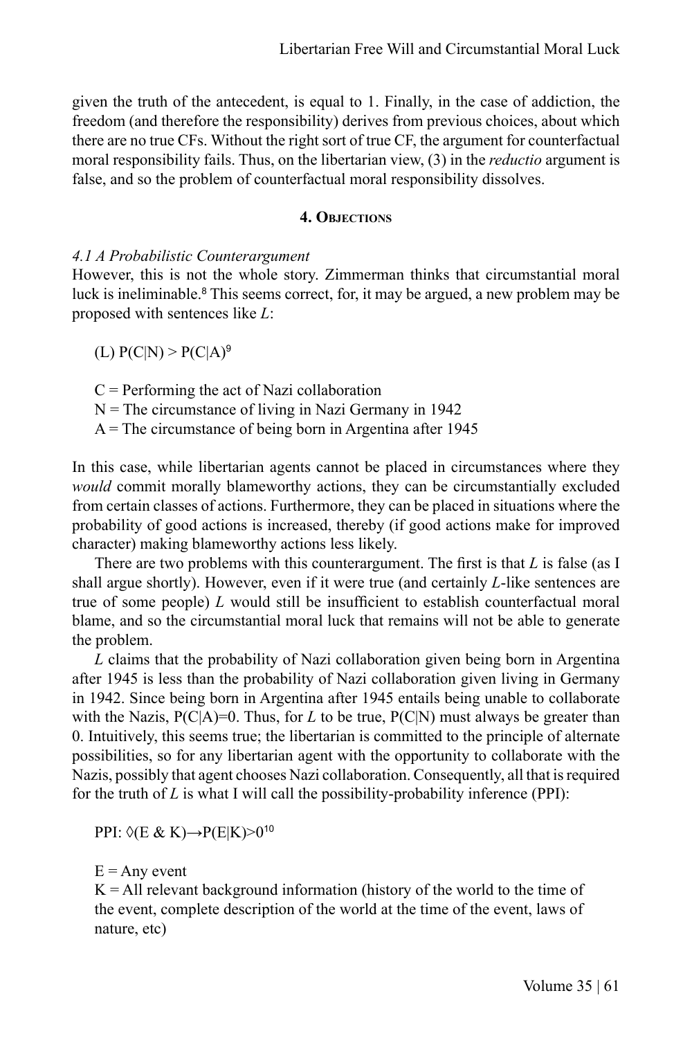given the truth of the antecedent, is equal to 1. Finally, in the case of addiction, the freedom (and therefore the responsibility) derives from previous choices, about which there are no true CFs. Without the right sort of true CF, the argument for counterfactual moral responsibility fails. Thus, on the libertarian view, (3) in the *reductio* argument is false, and so the problem of counterfactual moral responsibility dissolves.

## 4. Objections

### *4.1 A Probabilistic Counterargument*

However, this is not the whole story. Zimmerman thinks that circumstantial moral luck is ineliminable.[8] This seems correct, for, it may be argued, a new problem may be proposed with sentences like *L*:

(L) $P(C|N) > P(C|A)$[9]

C = Performing the act of Nazi collaboration
N = The circumstance of living in Nazi Germany in 1942
A = The circumstance of being born in Argentina after 1945

In this case, while libertarian agents cannot be placed in circumstances where they *would* commit morally blameworthy actions, they can be circumstantially excluded from certain classes of actions. Furthermore, they can be placed in situations where the probability of good actions is increased, thereby (if good actions make for improved character) making blameworthy actions less likely.

There are two problems with this counterargument. The first is that *L* is false (as I shall argue shortly). However, even if it were true (and certainly *L*-like sentences are true of some people) *L* would still be insufficient to establish counterfactual moral blame, and so the circumstantial moral luck that remains will not be able to generate the problem.

*L* claims that the probability of Nazi collaboration given being born in Argentina after 1945 is less than the probability of Nazi collaboration given living in Germany in 1942. Since being born in Argentina after 1945 entails being unable to collaborate with the Nazis, $P(C|A)=0$. Thus, for *L* to be true, $P(C|N)$ must always be greater than 0. Intuitively, this seems true; the libertarian is committed to the principle of alternate possibilities, so for any libertarian agent with the opportunity to collaborate with the Nazis, possibly that agent chooses Nazi collaboration. Consequently, all that is required for the truth of *L* is what I will call the possibility-probability inference (PPI):

PPI: $\Diamond(E \;\&\; K) \rightarrow P(E|K)>0$[10]

E = Any event
K = All relevant background information (history of the world to the time of the event, complete description of the world at the time of the event, laws of nature, etc)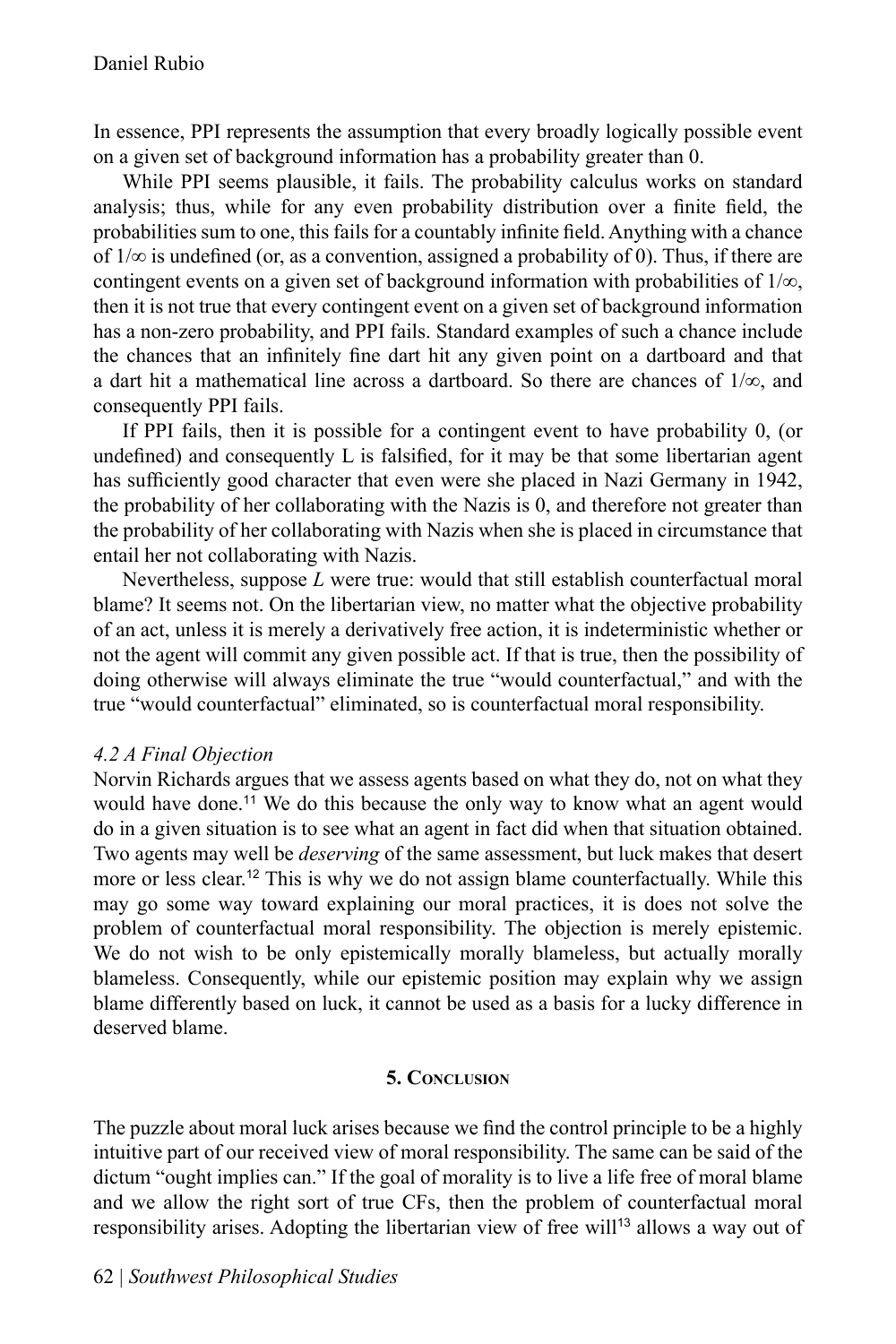In essence, PPI represents the assumption that every broadly logically possible event on a given set of background information has a probability greater than 0.

While PPI seems plausible, it fails. The probability calculus works on standard analysis; thus, while for any even probability distribution over a finite field, the probabilities sum to one, this fails for a countably infinite field. Anything with a chance of $1/\infty$ is undefined (or, as a convention, assigned a probability of 0). Thus, if there are contingent events on a given set of background information with probabilities of $1/\infty$, then it is not true that every contingent event on a given set of background information has a non-zero probability, and PPI fails. Standard examples of such a chance include the chances that an infinitely fine dart hit any given point on a dartboard and that a dart hit a mathematical line across a dartboard. So there are chances of $1/\infty$, and consequently PPI fails.

If PPI fails, then it is possible for a contingent event to have probability 0, (or undefined) and consequently L is falsified, for it may be that some libertarian agent has sufficiently good character that even were she placed in Nazi Germany in 1942, the probability of her collaborating with the Nazis is 0, and therefore not greater than the probability of her collaborating with Nazis when she is placed in circumstance that entail her not collaborating with Nazis.

Nevertheless, suppose *L* were true: would that still establish counterfactual moral blame? It seems not. On the libertarian view, no matter what the objective probability of an act, unless it is merely a derivatively free action, it is indeterministic whether or not the agent will commit any given possible act. If that is true, then the possibility of doing otherwise will always eliminate the true "would counterfactual," and with the true "would counterfactual" eliminated, so is counterfactual moral responsibility.

### *4.2 A Final Objection*

Norvin Richards argues that we assess agents based on what they do, not on what they would have done.[11] We do this because the only way to know what an agent would do in a given situation is to see what an agent in fact did when that situation obtained. Two agents may well be *deserving* of the same assessment, but luck makes that desert more or less clear.[12] This is why we do not assign blame counterfactually. While this may go some way toward explaining our moral practices, it is does not solve the problem of counterfactual moral responsibility. The objection is merely epistemic. We do not wish to be only epistemically morally blameless, but actually morally blameless. Consequently, while our epistemic position may explain why we assign blame differently based on luck, it cannot be used as a basis for a lucky difference in deserved blame.

## 5. Conclusion

The puzzle about moral luck arises because we find the control principle to be a highly intuitive part of our received view of moral responsibility. The same can be said of the dictum "ought implies can." If the goal of morality is to live a life free of moral blame and we allow the right sort of true CFs, then the problem of counterfactual moral responsibility arises. Adopting the libertarian view of free will[13] allows a way out of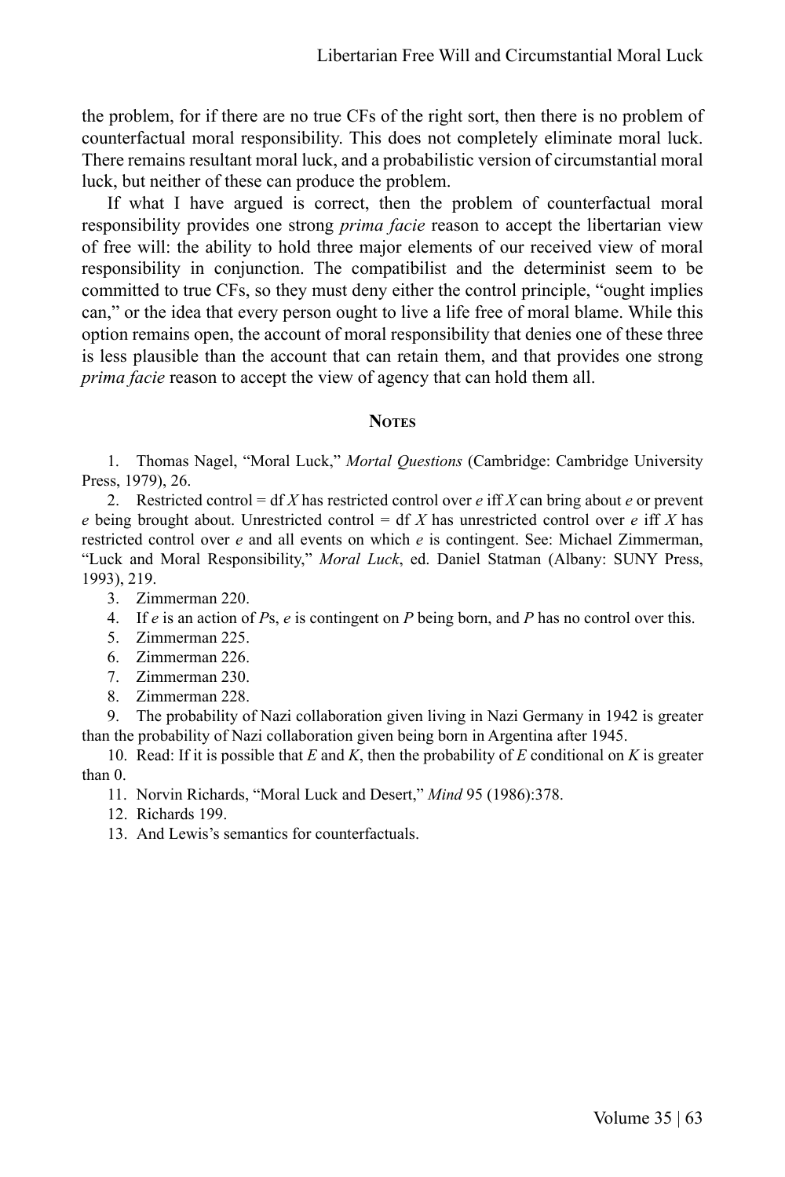the problem, for if there are no true CFs of the right sort, then there is no problem of counterfactual moral responsibility. This does not completely eliminate moral luck. There remains resultant moral luck, and a probabilistic version of circumstantial moral luck, but neither of these can produce the problem.

If what I have argued is correct, then the problem of counterfactual moral responsibility provides one strong *prima facie* reason to accept the libertarian view of free will: the ability to hold three major elements of our received view of moral responsibility in conjunction. The compatibilist and the determinist seem to be committed to true CFs, so they must deny either the control principle, "ought implies can," or the idea that every person ought to live a life free of moral blame. While this option remains open, the account of moral responsibility that denies one of these three is less plausible than the account that can retain them, and that provides one strong *prima facie* reason to accept the view of agency that can hold them all.

## Notes

1. Thomas Nagel, "Moral Luck," *Mortal Questions* (Cambridge: Cambridge University Press, 1979), 26.
2. Restricted control = df *X* has restricted control over *e* iff *X* can bring about *e* or prevent *e* being brought about. Unrestricted control = df *X* has unrestricted control over *e* iff *X* has restricted control over *e* and all events on which *e* is contingent. See: Michael Zimmerman, "Luck and Moral Responsibility," *Moral Luck*, ed. Daniel Statman (Albany: SUNY Press, 1993), 219.
3. Zimmerman 220.
4. If *e* is an action of *P*s, *e* is contingent on *P* being born, and *P* has no control over this.
5. Zimmerman 225.
6. Zimmerman 226.
7. Zimmerman 230.
8. Zimmerman 228.
9. The probability of Nazi collaboration given living in Nazi Germany in 1942 is greater than the probability of Nazi collaboration given being born in Argentina after 1945.
10. Read: If it is possible that *E* and *K*, then the probability of *E* conditional on *K* is greater than 0.
11. Norvin Richards, "Moral Luck and Desert," *Mind* 95 (1986):378.
12. Richards 199.
13. And Lewis's semantics for counterfactuals.